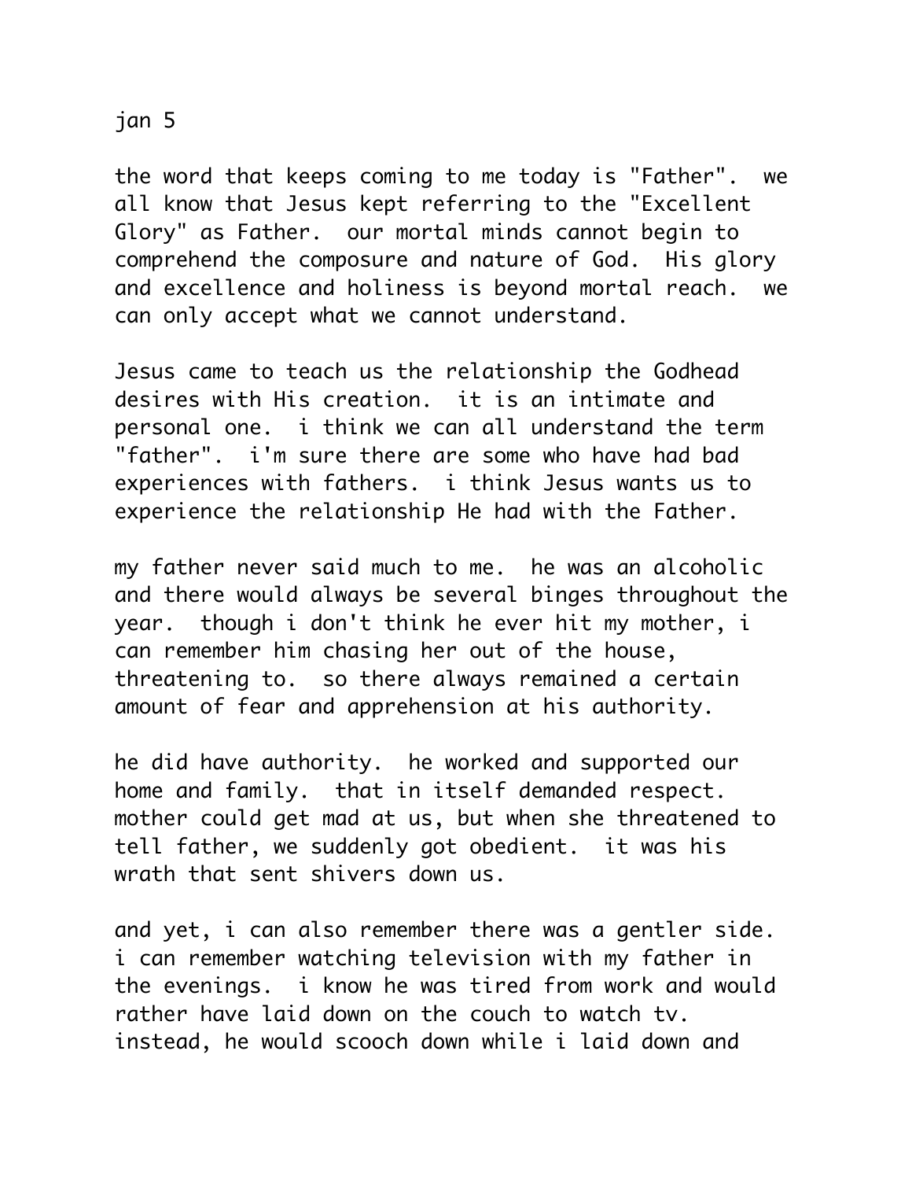jan 5

the word that keeps coming to me today is "Father". we all know that Jesus kept referring to the "Excellent Glory" as Father. our mortal minds cannot begin to comprehend the composure and nature of God. His glory and excellence and holiness is beyond mortal reach. we can only accept what we cannot understand.

Jesus came to teach us the relationship the Godhead desires with His creation. it is an intimate and personal one. i think we can all understand the term "father". i'm sure there are some who have had bad experiences with fathers. i think Jesus wants us to experience the relationship He had with the Father.

my father never said much to me. he was an alcoholic and there would always be several binges throughout the year. though i don't think he ever hit my mother, i can remember him chasing her out of the house, threatening to. so there always remained a certain amount of fear and apprehension at his authority.

he did have authority. he worked and supported our home and family. that in itself demanded respect. mother could get mad at us, but when she threatened to tell father, we suddenly got obedient. it was his wrath that sent shivers down us.

and yet, i can also remember there was a gentler side. i can remember watching television with my father in the evenings. i know he was tired from work and would rather have laid down on the couch to watch tv. instead, he would scooch down while i laid down and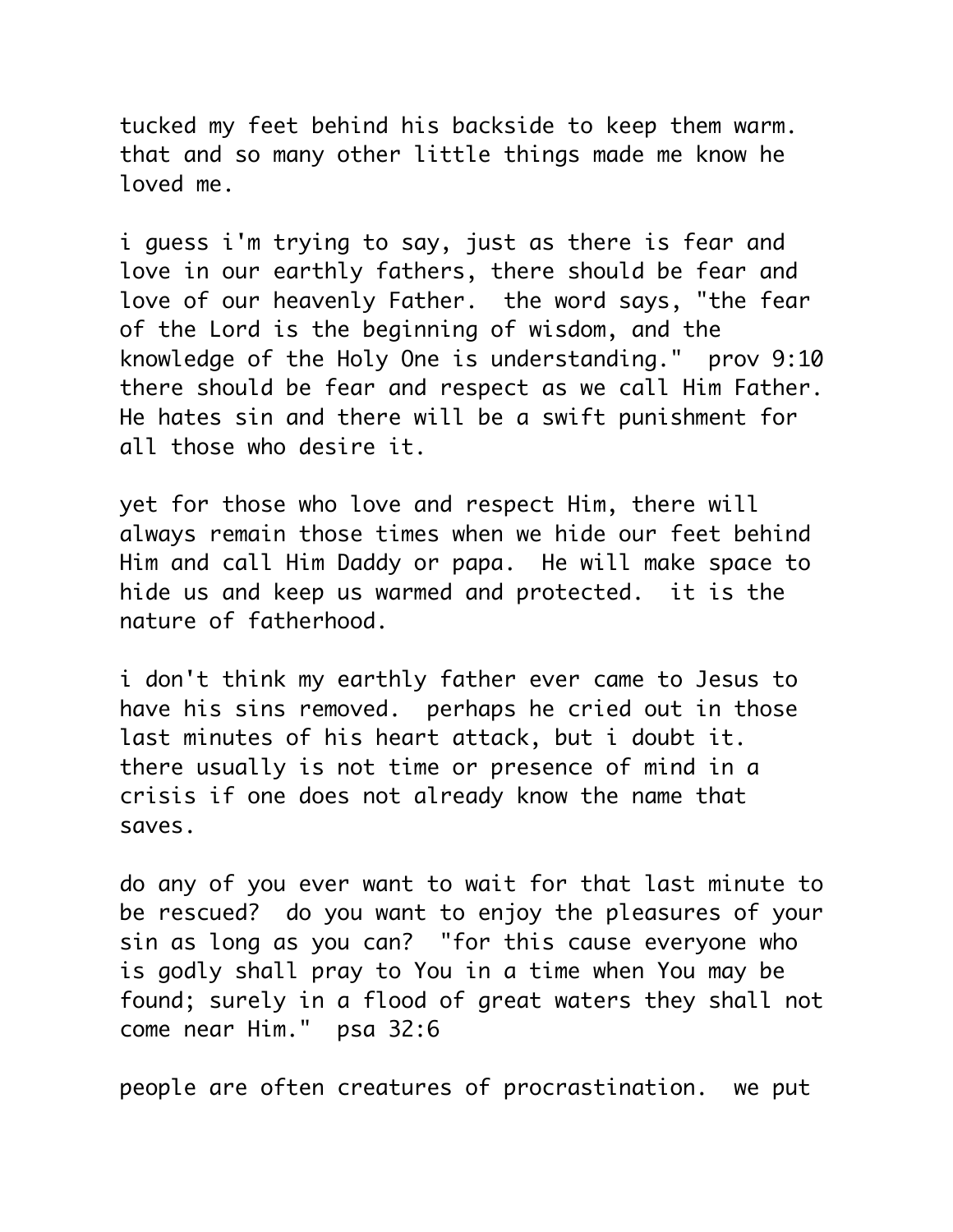tucked my feet behind his backside to keep them warm. that and so many other little things made me know he loved me.

i guess i'm trying to say, just as there is fear and love in our earthly fathers, there should be fear and love of our heavenly Father. the word says, "the fear of the Lord is the beginning of wisdom, and the knowledge of the Holy One is understanding." prov 9:10 there should be fear and respect as we call Him Father. He hates sin and there will be a swift punishment for all those who desire it.

yet for those who love and respect Him, there will always remain those times when we hide our feet behind Him and call Him Daddy or papa. He will make space to hide us and keep us warmed and protected. it is the nature of fatherhood.

i don't think my earthly father ever came to Jesus to have his sins removed. perhaps he cried out in those last minutes of his heart attack, but i doubt it. there usually is not time or presence of mind in a crisis if one does not already know the name that saves.

do any of you ever want to wait for that last minute to be rescued? do you want to enjoy the pleasures of your sin as long as you can? "for this cause everyone who is godly shall pray to You in a time when You may be found; surely in a flood of great waters they shall not come near Him." psa 32:6

people are often creatures of procrastination. we put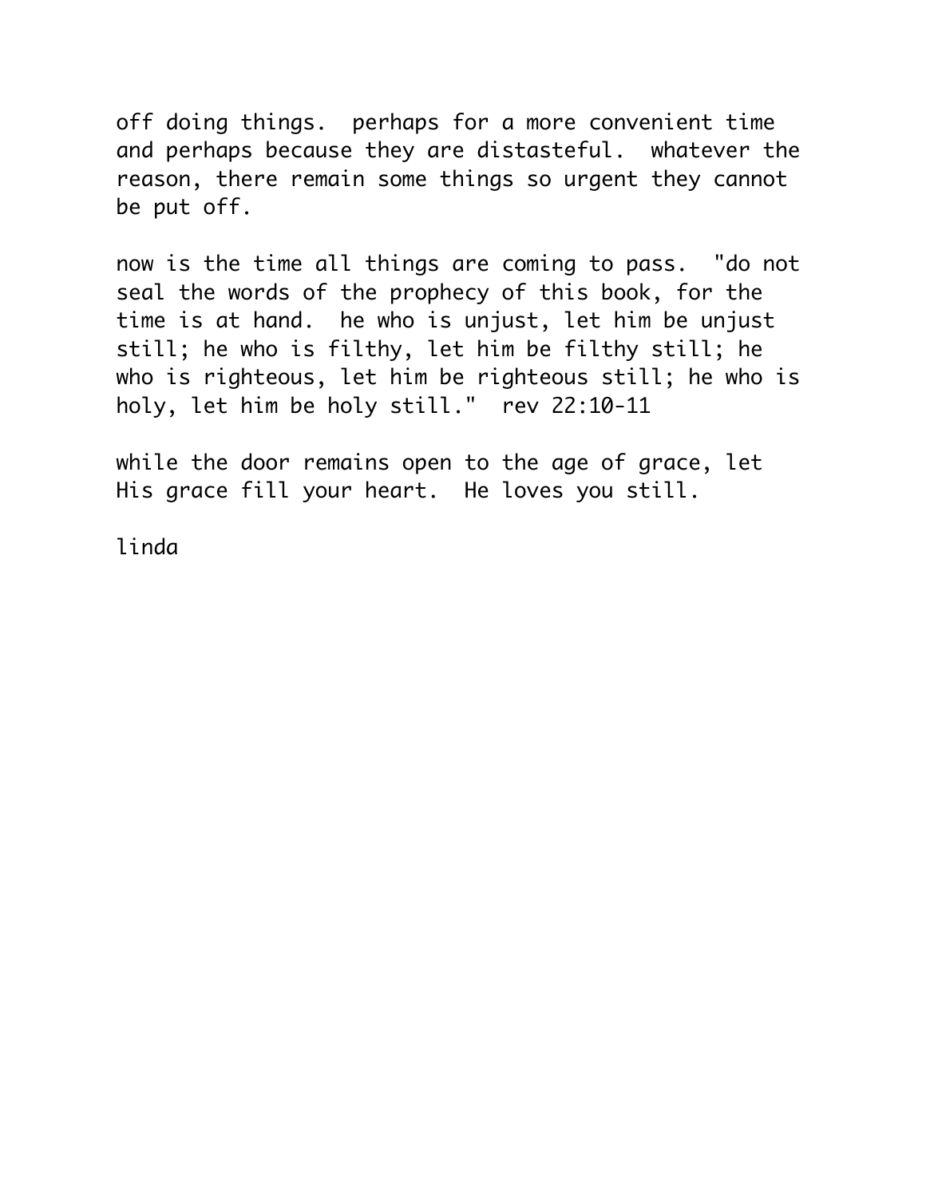off doing things. perhaps for a more convenient time and perhaps because they are distasteful. whatever the reason, there remain some things so urgent they cannot be put off.

now is the time all things are coming to pass. "do not seal the words of the prophecy of this book, for the time is at hand. he who is unjust, let him be unjust still; he who is filthy, let him be filthy still; he who is righteous, let him be righteous still; he who is holy, let him be holy still." rev 22:10-11

while the door remains open to the age of grace, let His grace fill your heart. He loves you still.

linda